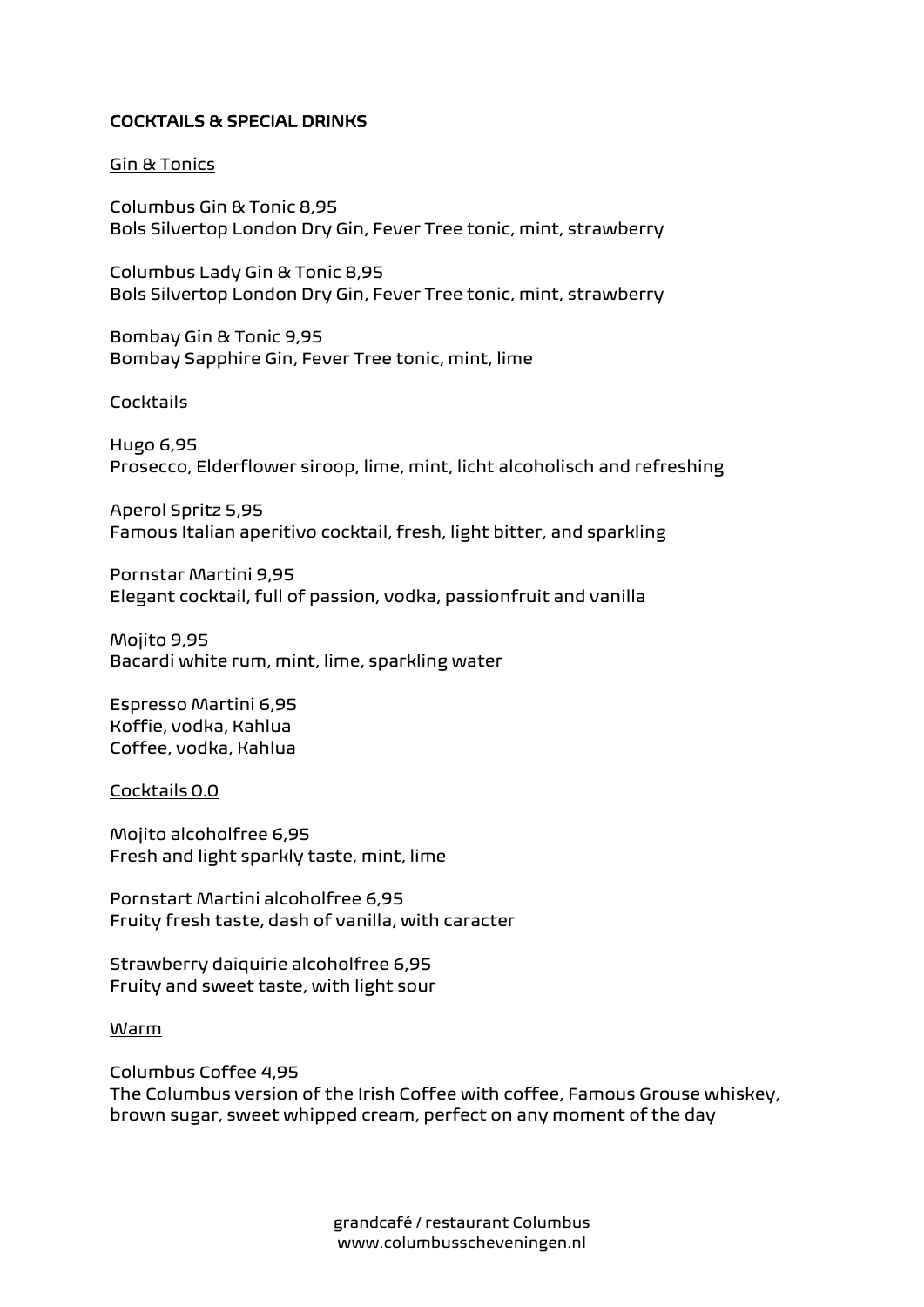# COCKTAILS & SPECIAL DRINKS

## Gin & Tonics

Columbus Gin & Tonic 8,95
Bols Silvertop London Dry Gin, Fever Tree tonic, mint, strawberry

Columbus Lady Gin & Tonic 8,95
Bols Silvertop London Dry Gin, Fever Tree tonic, mint, strawberry

Bombay Gin & Tonic 9,95
Bombay Sapphire Gin, Fever Tree tonic, mint, lime

## Cocktails

Hugo 6,95
Prosecco, Elderflower siroop, lime, mint, licht alcoholisch and refreshing

Aperol Spritz 5,95
Famous Italian aperitivo cocktail, fresh, light bitter, and sparkling

Pornstar Martini 9,95
Elegant cocktail, full of passion, vodka, passionfruit and vanilla

Mojito 9,95
Bacardi white rum, mint, lime, sparkling water

Espresso Martini 6,95
Koffie, vodka, Kahlua
Coffee, vodka, Kahlua

## Cocktails 0.0

Mojito alcoholfree 6,95
Fresh and light sparkly taste, mint, lime

Pornstart Martini alcoholfree 6,95
Fruity fresh taste, dash of vanilla, with caracter

Strawberry daiquirie alcoholfree 6,95
Fruity and sweet taste, with light sour

## Warm

Columbus Coffee 4,95
The Columbus version of the Irish Coffee with coffee, Famous Grouse whiskey, brown sugar, sweet whipped cream, perfect on any moment of the day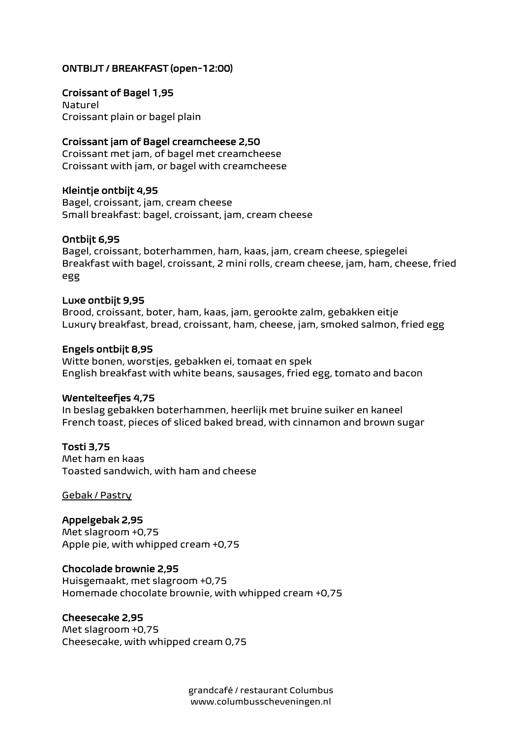## ONTBIJT / BREAKFAST (open-12:00)

**Croissant of Bagel 1,95**
Naturel
Croissant plain or bagel plain

**Croissant jam of Bagel creamcheese 2,50**
Croissant met jam, of bagel met creamcheese
Croissant with jam, or bagel with creamcheese

**Kleintje ontbijt 4,95**
Bagel, croissant, jam, cream cheese
Small breakfast: bagel, croissant, jam, cream cheese

**Ontbijt 6,95**
Bagel, croissant, boterhammen, ham, kaas, jam, cream cheese, spiegelei
Breakfast with bagel, croissant, 2 mini rolls, cream cheese, jam, ham, cheese, fried egg

**Luxe ontbijt 9,95**
Brood, croissant, boter, ham, kaas, jam, gerookte zalm, gebakken eitje
Luxury breakfast, bread, croissant, ham, cheese, jam, smoked salmon, fried egg

**Engels ontbijt 8,95**
Witte bonen, worstjes, gebakken ei, tomaat en spek
English breakfast with white beans, sausages, fried egg, tomato and bacon

**Wentelteefjes 4,75**
In beslag gebakken boterhammen, heerlijk met bruine suiker en kaneel
French toast, pieces of sliced baked bread, with cinnamon and brown sugar

**Tosti 3,75**
Met ham en kaas
Toasted sandwich, with ham and cheese

<u>Gebak / Pastry</u>

**Appelgebak 2,95**
Met slagroom +0,75
Apple pie, with whipped cream +0,75

**Chocolade brownie 2,95**
Huisgemaakt, met slagroom +0,75
Homemade chocolate brownie, with whipped cream +0,75

**Cheesecake 2,95**
Met slagroom +0,75
Cheesecake, with whipped cream 0,75

grandcafé / restaurant Columbus
www.columbusscheveningen.nl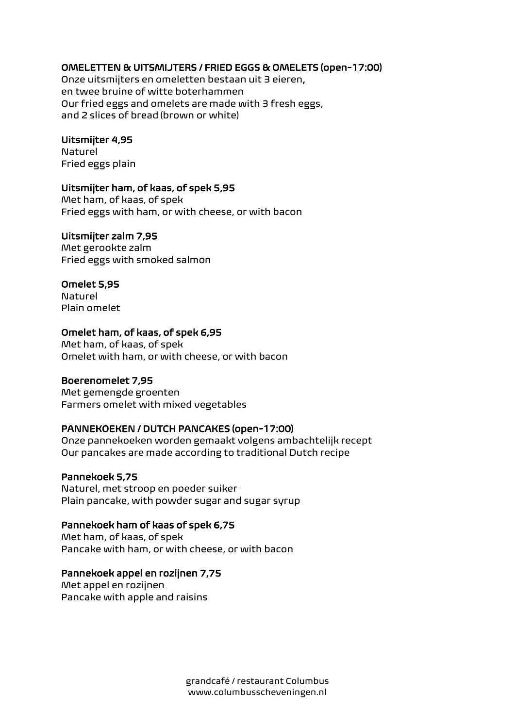## OMELETTEN & UITSMIJTERS / FRIED EGGS & OMELETS (open-17:00)

Onze uitsmijters en omeletten bestaan uit 3 eieren,
en twee bruine of witte boterhammen
Our fried eggs and omelets are made with 3 fresh eggs,
and 2 slices of bread (brown or white)

**Uitsmijter 4,95**
Naturel
Fried eggs plain

**Uitsmijter ham, of kaas, of spek 5,95**
Met ham, of kaas, of spek
Fried eggs with ham, or with cheese, or with bacon

**Uitsmijter zalm 7,95**
Met gerookte zalm
Fried eggs with smoked salmon

**Omelet 5,95**
Naturel
Plain omelet

**Omelet ham, of kaas, of spek 6,95**
Met ham, of kaas, of spek
Omelet with ham, or with cheese, or with bacon

**Boerenomelet 7,95**
Met gemengde groenten
Farmers omelet with mixed vegetables

## PANNEKOEKEN / DUTCH PANCAKES (open-17:00)

Onze pannekoeken worden gemaakt volgens ambachtelijk recept
Our pancakes are made according to traditional Dutch recipe

**Pannekoek 5,75**
Naturel, met stroop en poeder suiker
Plain pancake, with powder sugar and sugar syrup

**Pannekoek ham of kaas of spek 6,75**
Met ham, of kaas, of spek
Pancake with ham, or with cheese, or with bacon

**Pannekoek appel en rozijnen 7,75**
Met appel en rozijnen
Pancake with apple and raisins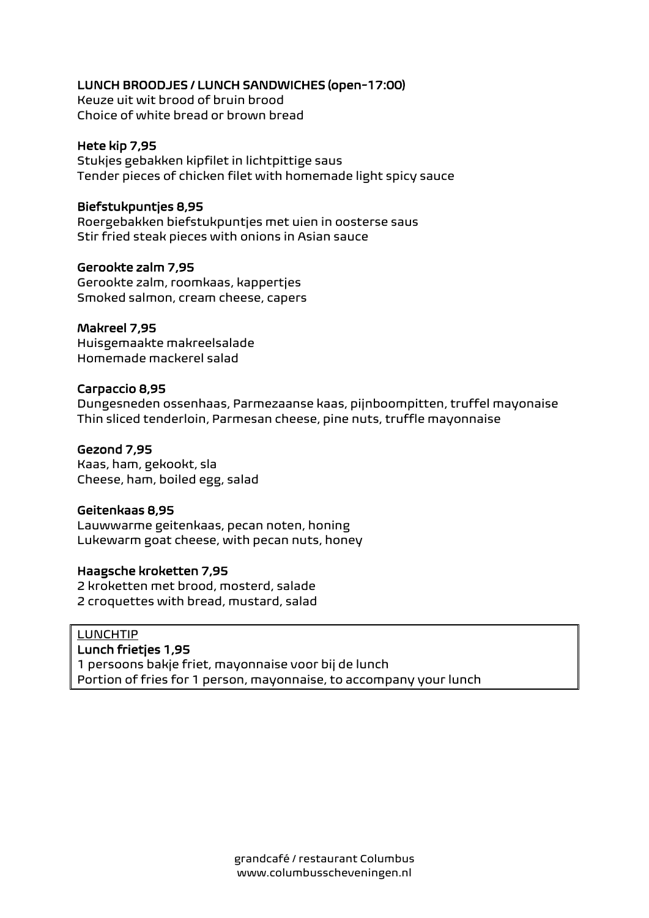## LUNCH BROODJES / LUNCH SANDWICHES (open-17:00)

Keuze uit wit brood of bruin brood
Choice of white bread or brown bread

**Hete kip 7,95**
Stukjes gebakken kipfilet in lichtpittige saus
Tender pieces of chicken filet with homemade light spicy sauce

**Biefstukpuntjes 8,95**
Roergebakken biefstukpuntjes met uien in oosterse saus
Stir fried steak pieces with onions in Asian sauce

**Gerookte zalm 7,95**
Gerookte zalm, roomkaas, kappertjes
Smoked salmon, cream cheese, capers

**Makreel 7,95**
Huisgemaakte makreelsalade
Homemade mackerel salad

**Carpaccio 8,95**
Dungesneden ossenhaas, Parmezaanse kaas, pijnboompitten, truffel mayonaise
Thin sliced tenderloin, Parmesan cheese, pine nuts, truffle mayonnaise

**Gezond 7,95**
Kaas, ham, gekookt, sla
Cheese, ham, boiled egg, salad

**Geitenkaas 8,95**
Lauwwarme geitenkaas, pecan noten, honing
Lukewarm goat cheese, with pecan nuts, honey

**Haagsche kroketten 7,95**
2 kroketten met brood, mosterd, salade
2 croquettes with bread, mustard, salad

<u>LUNCHTIP</u>
**Lunch frietjes 1,95**
1 persoons bakje friet, mayonnaise voor bij de lunch
Portion of fries for 1 person, mayonnaise, to accompany your lunch

grandcafé / restaurant Columbus
www.columbusscheveningen.nl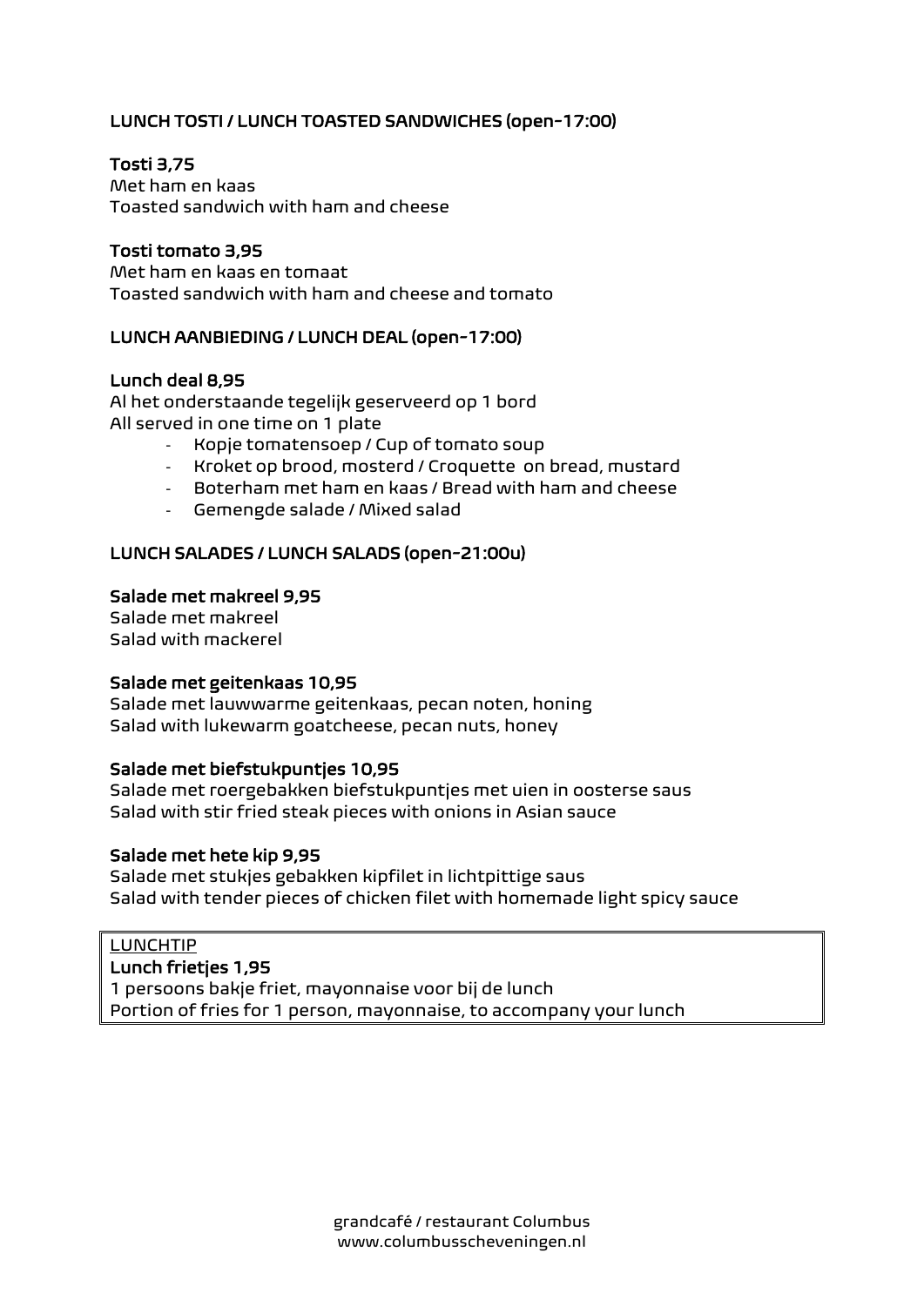## LUNCH TOSTI / LUNCH TOASTED SANDWICHES (open-17:00)

**Tosti 3,75**
Met ham en kaas
Toasted sandwich with ham and cheese

**Tosti tomato 3,95**
Met ham en kaas en tomaat
Toasted sandwich with ham and cheese and tomato

## LUNCH AANBIEDING / LUNCH DEAL (open-17:00)

**Lunch deal 8,95**
Al het onderstaande tegelijk geserveerd op 1 bord
All served in one time on 1 plate

- Kopje tomatensoep / Cup of tomato soup
- Kroket op brood, mosterd / Croquette on bread, mustard
- Boterham met ham en kaas / Bread with ham and cheese
- Gemengde salade / Mixed salad

## LUNCH SALADES / LUNCH SALADS (open-21:00u)

**Salade met makreel 9,95**
Salade met makreel
Salad with mackerel

**Salade met geitenkaas 10,95**
Salade met lauwwarme geitenkaas, pecan noten, honing
Salad with lukewarm goatcheese, pecan nuts, honey

**Salade met biefstukpuntjes 10,95**
Salade met roergebakken biefstukpuntjes met uien in oosterse saus
Salad with stir fried steak pieces with onions in Asian sauce

**Salade met hete kip 9,95**
Salade met stukjes gebakken kipfilet in lichtpittige saus
Salad with tender pieces of chicken filet with homemade light spicy sauce

LUNCHTIP
**Lunch frietjes 1,95**
1 persoons bakje friet, mayonnaise voor bij de lunch
Portion of fries for 1 person, mayonnaise, to accompany your lunch

grandcafé / restaurant Columbus
www.columbusscheveningen.nl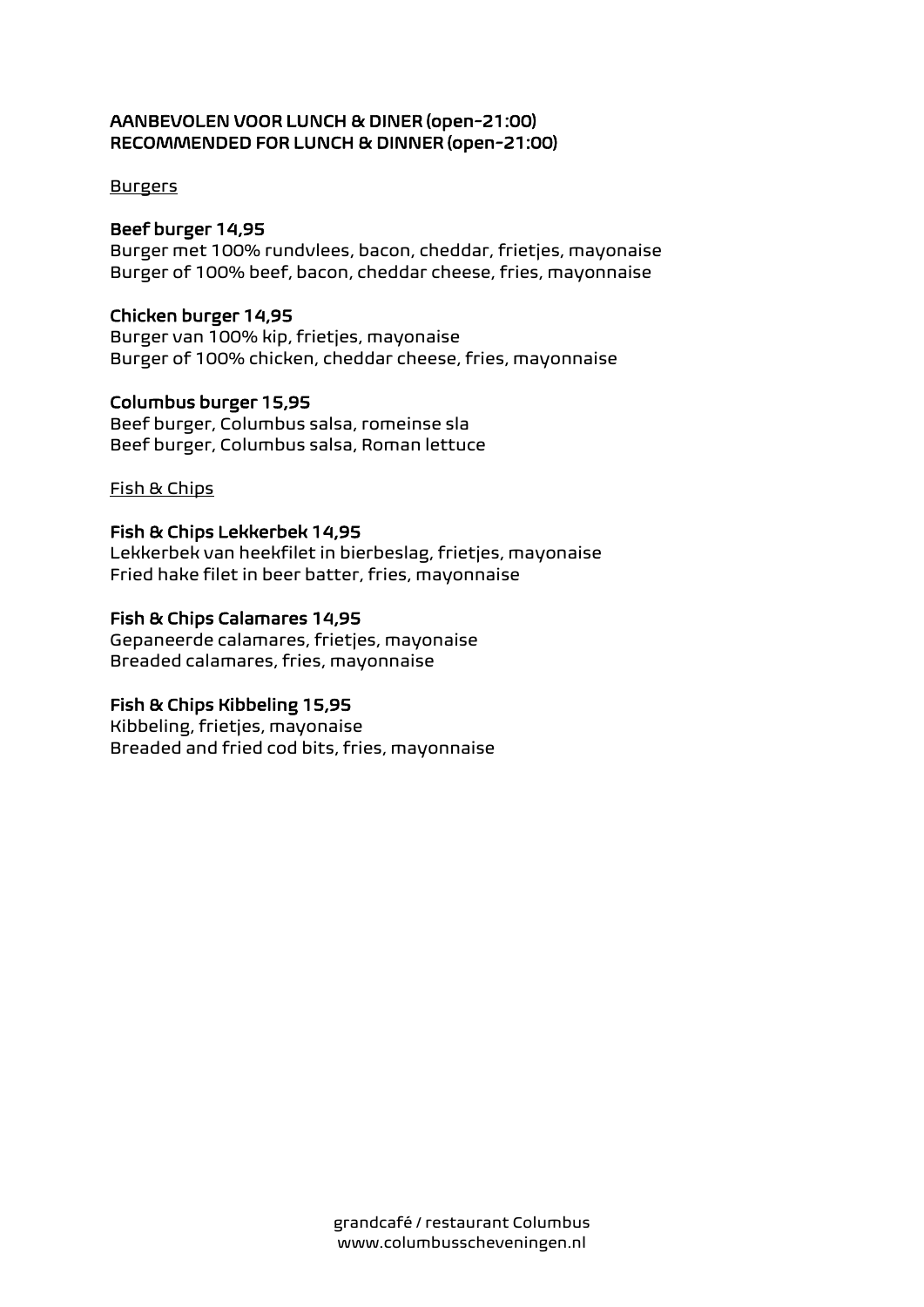**AANBEVOLEN VOOR LUNCH & DINER (open-21:00)**
**RECOMMENDED FOR LUNCH & DINNER (open-21:00)**

<u>Burgers</u>

**Beef burger 14,95**
Burger met 100% rundvlees, bacon, cheddar, frietjes, mayonaise
Burger of 100% beef, bacon, cheddar cheese, fries, mayonnaise

**Chicken burger 14,95**
Burger van 100% kip, frietjes, mayonaise
Burger of 100% chicken, cheddar cheese, fries, mayonnaise

**Columbus burger 15,95**
Beef burger, Columbus salsa, romeinse sla
Beef burger, Columbus salsa, Roman lettuce

<u>Fish & Chips</u>

**Fish & Chips Lekkerbek 14,95**
Lekkerbek van heekfilet in bierbeslag, frietjes, mayonaise
Fried hake filet in beer batter, fries, mayonnaise

**Fish & Chips Calamares 14,95**
Gepaneerde calamares, frietjes, mayonaise
Breaded calamares, fries, mayonnaise

**Fish & Chips Kibbeling 15,95**
Kibbeling, frietjes, mayonaise
Breaded and fried cod bits, fries, mayonnaise

grandcafé / restaurant Columbus
www.columbusscheveningen.nl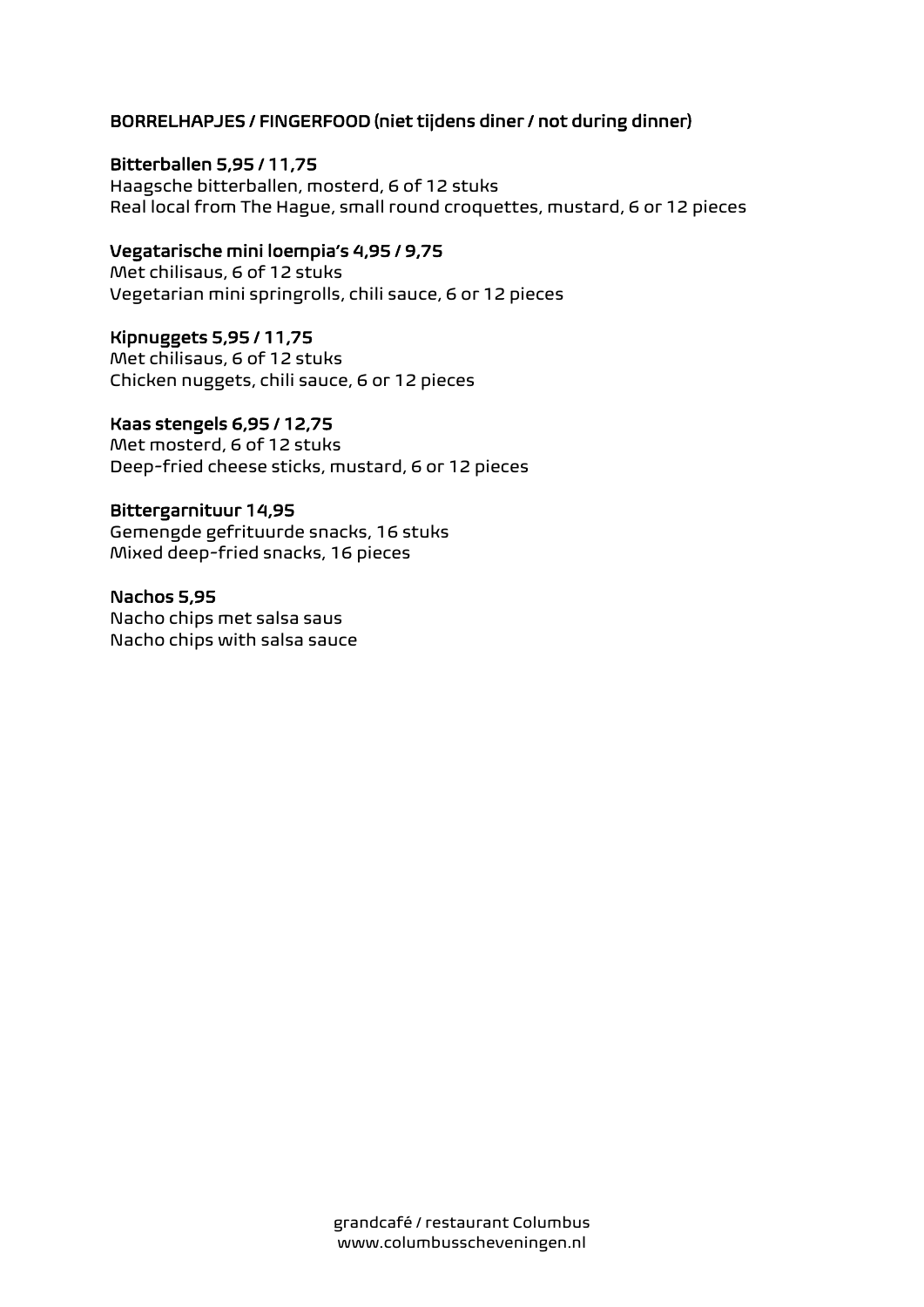## BORRELHAPJES / FINGERFOOD (niet tijdens diner / not during dinner)

**Bitterballen 5,95 / 11,75**
Haagsche bitterballen, mosterd, 6 of 12 stuks
Real local from The Hague, small round croquettes, mustard, 6 or 12 pieces

**Vegatarische mini loempia's 4,95 / 9,75**
Met chilisaus, 6 of 12 stuks
Vegetarian mini springrolls, chili sauce, 6 or 12 pieces

**Kipnuggets 5,95 / 11,75**
Met chilisaus, 6 of 12 stuks
Chicken nuggets, chili sauce, 6 or 12 pieces

**Kaas stengels 6,95 / 12,75**
Met mosterd, 6 of 12 stuks
Deep-fried cheese sticks, mustard, 6 or 12 pieces

**Bittergarnituur 14,95**
Gemengde gefrituurde snacks, 16 stuks
Mixed deep-fried snacks, 16 pieces

**Nachos 5,95**
Nacho chips met salsa saus
Nacho chips with salsa sauce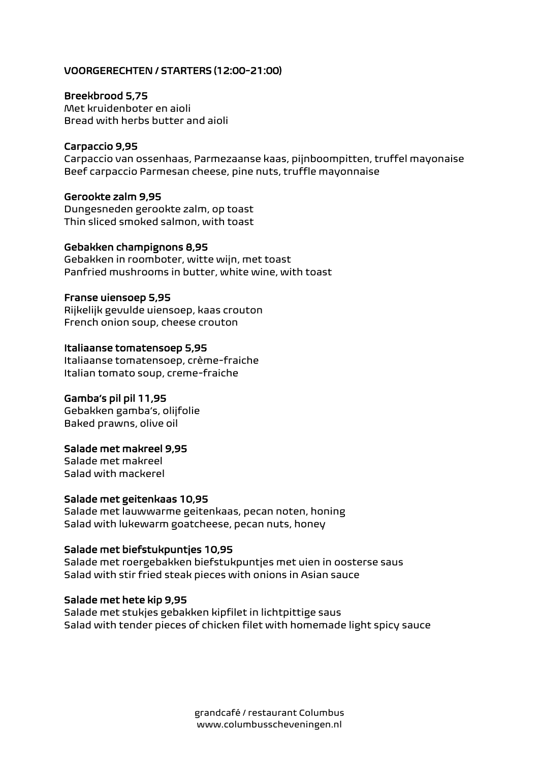## VOORGERECHTEN / STARTERS (12:00-21:00)

**Breekbrood 5,75**
Met kruidenboter en aioli
Bread with herbs butter and aioli

**Carpaccio 9,95**
Carpaccio van ossenhaas, Parmezaanse kaas, pijnboompitten, truffel mayonaise
Beef carpaccio Parmesan cheese, pine nuts, truffle mayonnaise

**Gerookte zalm 9,95**
Dungesneden gerookte zalm, op toast
Thin sliced smoked salmon, with toast

**Gebakken champignons 8,95**
Gebakken in roomboter, witte wijn, met toast
Panfried mushrooms in butter, white wine, with toast

**Franse uiensoep 5,95**
Rijkelijk gevulde uiensoep, kaas crouton
French onion soup, cheese crouton

**Italiaanse tomatensoep 5,95**
Italiaanse tomatensoep, crème-fraiche
Italian tomato soup, creme-fraiche

**Gamba's pil pil 11,95**
Gebakken gamba's, olijfolie
Baked prawns, olive oil

**Salade met makreel 9,95**
Salade met makreel
Salad with mackerel

**Salade met geitenkaas 10,95**
Salade met lauwwarme geitenkaas, pecan noten, honing
Salad with lukewarm goatcheese, pecan nuts, honey

**Salade met biefstukpuntjes 10,95**
Salade met roergebakken biefstukpuntjes met uien in oosterse saus
Salad with stir fried steak pieces with onions in Asian sauce

**Salade met hete kip 9,95**
Salade met stukjes gebakken kipfilet in lichtpittige saus
Salad with tender pieces of chicken filet with homemade light spicy sauce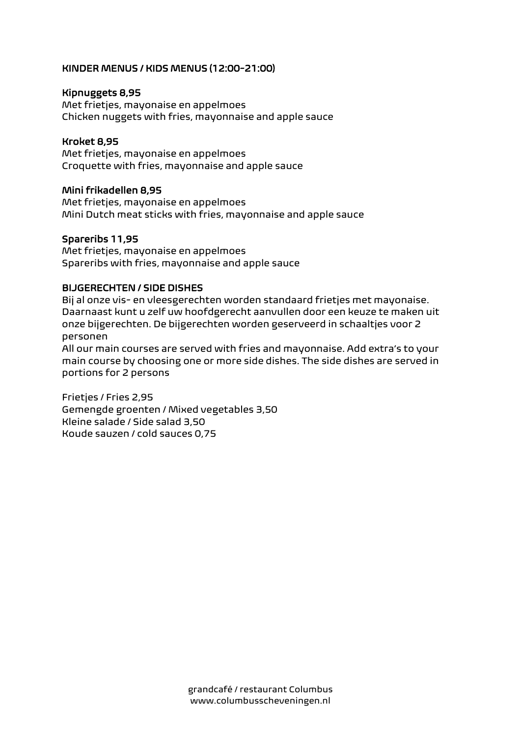## KINDER MENUS / KIDS MENUS (12:00-21:00)

**Kipnuggets 8,95**
Met frietjes, mayonaise en appelmoes
Chicken nuggets with fries, mayonnaise and apple sauce

**Kroket 8,95**
Met frietjes, mayonaise en appelmoes
Croquette with fries, mayonnaise and apple sauce

**Mini frikadellen 8,95**
Met frietjes, mayonaise en appelmoes
Mini Dutch meat sticks with fries, mayonnaise and apple sauce

**Spareribs 11,95**
Met frietjes, mayonaise en appelmoes
Spareribs with fries, mayonnaise and apple sauce

## BIJGERECHTEN / SIDE DISHES

Bij al onze vis- en vleesgerechten worden standaard frietjes met mayonaise. Daarnaast kunt u zelf uw hoofdgerecht aanvullen door een keuze te maken uit onze bijgerechten. De bijgerechten worden geserveerd in schaaltjes voor 2 personen

All our main courses are served with fries and mayonnaise. Add extra's to your main course by choosing one or more side dishes. The side dishes are served in portions for 2 persons

Frietjes / Fries 2,95
Gemengde groenten / Mixed vegetables 3,50
Kleine salade / Side salad 3,50
Koude sauzen / cold sauces 0,75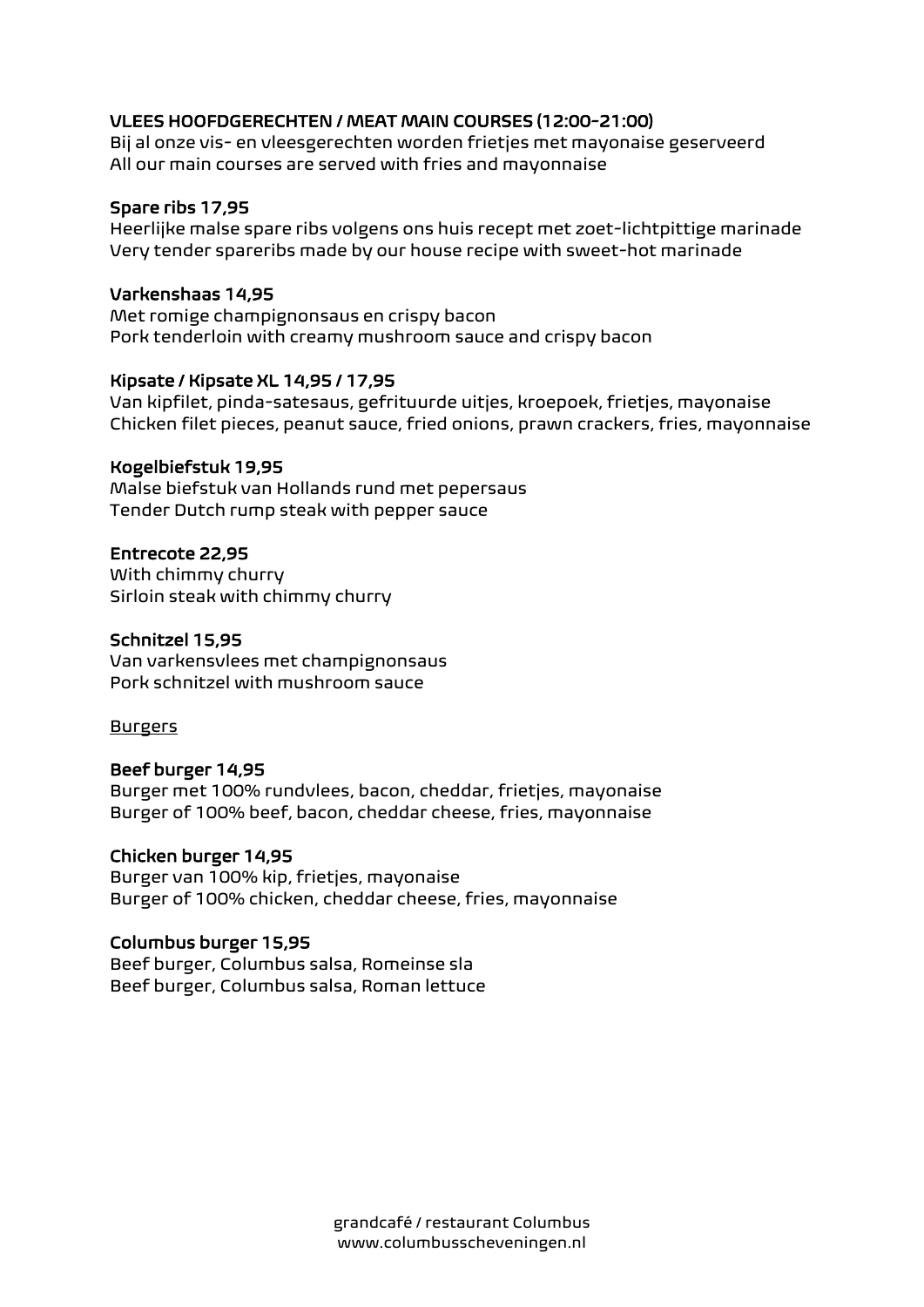## VLEES HOOFDGERECHTEN / MEAT MAIN COURSES (12:00-21:00)

Bij al onze vis- en vleesgerechten worden frietjes met mayonaise geserveerd
All our main courses are served with fries and mayonnaise

**Spare ribs 17,95**
Heerlijke malse spare ribs volgens ons huis recept met zoet-lichtpittige marinade
Very tender spareribs made by our house recipe with sweet-hot marinade

**Varkenshaas 14,95**
Met romige champignonsaus en crispy bacon
Pork tenderloin with creamy mushroom sauce and crispy bacon

**Kipsate / Kipsate XL 14,95 / 17,95**
Van kipfilet, pinda-satesaus, gefrituurde uitjes, kroepoek, frietjes, mayonaise
Chicken filet pieces, peanut sauce, fried onions, prawn crackers, fries, mayonnaise

**Kogelbiefstuk 19,95**
Malse biefstuk van Hollands rund met pepersaus
Tender Dutch rump steak with pepper sauce

**Entrecote 22,95**
With chimmy churry
Sirloin steak with chimmy churry

**Schnitzel 15,95**
Van varkensvlees met champignonsaus
Pork schnitzel with mushroom sauce

<u>Burgers</u>

**Beef burger 14,95**
Burger met 100% rundvlees, bacon, cheddar, frietjes, mayonaise
Burger of 100% beef, bacon, cheddar cheese, fries, mayonnaise

**Chicken burger 14,95**
Burger van 100% kip, frietjes, mayonaise
Burger of 100% chicken, cheddar cheese, fries, mayonnaise

**Columbus burger 15,95**
Beef burger, Columbus salsa, Romeinse sla
Beef burger, Columbus salsa, Roman lettuce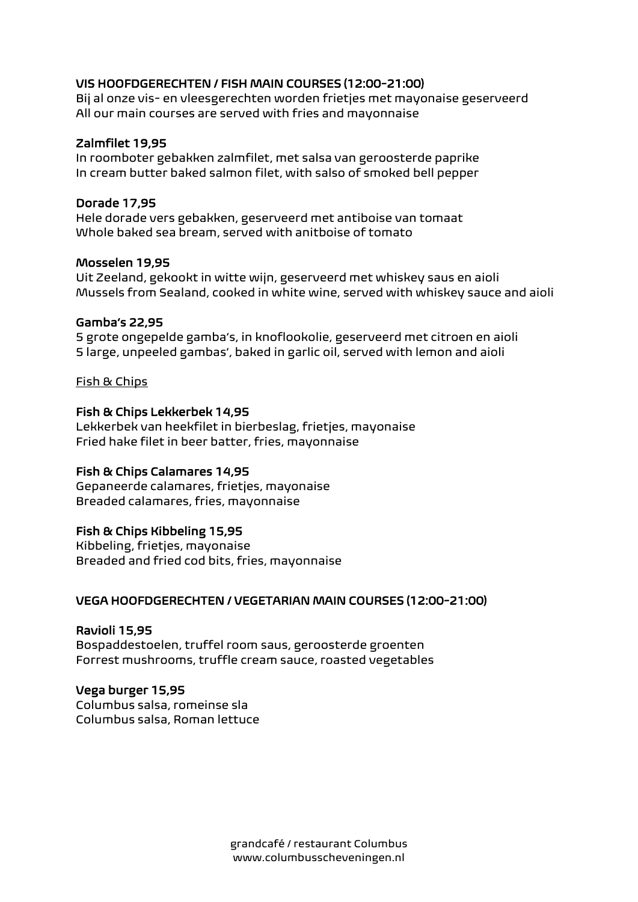## VIS HOOFDGERECHTEN / FISH MAIN COURSES (12:00-21:00)

Bij al onze vis- en vleesgerechten worden frietjes met mayonaise geserveerd
All our main courses are served with fries and mayonnaise

**Zalmfilet 19,95**
In roomboter gebakken zalmfilet, met salsa van geroosterde paprike
In cream butter baked salmon filet, with salso of smoked bell pepper

**Dorade 17,95**
Hele dorade vers gebakken, geserveerd met antiboise van tomaat
Whole baked sea bream, served with anitboise of tomato

**Mosselen 19,95**
Uit Zeeland, gekookt in witte wijn, geserveerd met whiskey saus en aioli
Mussels from Sealand, cooked in white wine, served with whiskey sauce and aioli

**Gamba's 22,95**
5 grote ongepelde gamba's, in knoflookolie, geserveerd met citroen en aioli
5 large, unpeeled gambas', baked in garlic oil, served with lemon and aioli

<u>Fish & Chips</u>

**Fish & Chips Lekkerbek 14,95**
Lekkerbek van heekfilet in bierbeslag, frietjes, mayonaise
Fried hake filet in beer batter, fries, mayonnaise

**Fish & Chips Calamares 14,95**
Gepaneerde calamares, frietjes, mayonaise
Breaded calamares, fries, mayonnaise

**Fish & Chips Kibbeling 15,95**
Kibbeling, frietjes, mayonaise
Breaded and fried cod bits, fries, mayonnaise

## VEGA HOOFDGERECHTEN / VEGETARIAN MAIN COURSES (12:00-21:00)

**Ravioli 15,95**
Bospaddestoelen, truffel room saus, geroosterde groenten
Forrest mushrooms, truffle cream sauce, roasted vegetables

**Vega burger 15,95**
Columbus salsa, romeinse sla
Columbus salsa, Roman lettuce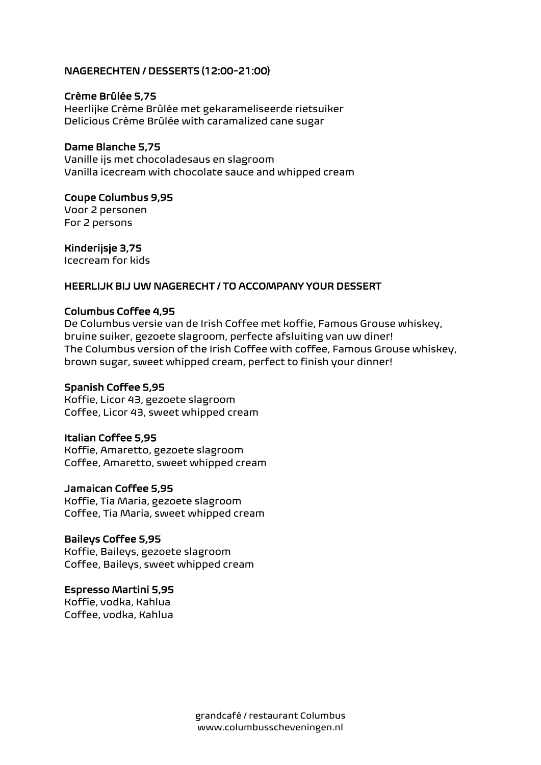## NAGERECHTEN / DESSERTS (12:00-21:00)

**Crème Brûlée 5,75**
Heerlijke Crème Brûlée met gekarameliseerde rietsuiker
Delicious Crème Brûlée with caramalized cane sugar

**Dame Blanche 5,75**
Vanille ijs met chocoladesaus en slagroom
Vanilla icecream with chocolate sauce and whipped cream

**Coupe Columbus 9,95**
Voor 2 personen
For 2 persons

**Kinderijsje 3,75**
Icecream for kids

## HEERLIJK BIJ UW NAGERECHT / TO ACCOMPANY YOUR DESSERT

**Columbus Coffee 4,95**
De Columbus versie van de Irish Coffee met koffie, Famous Grouse whiskey, bruine suiker, gezoete slagroom, perfecte afsluiting van uw diner!
The Columbus version of the Irish Coffee with coffee, Famous Grouse whiskey, brown sugar, sweet whipped cream, perfect to finish your dinner!

**Spanish Coffee 5,95**
Koffie, Licor 43, gezoete slagroom
Coffee, Licor 43, sweet whipped cream

**Italian Coffee 5,95**
Koffie, Amaretto, gezoete slagroom
Coffee, Amaretto, sweet whipped cream

**Jamaican Coffee 5,95**
Koffie, Tia Maria, gezoete slagroom
Coffee, Tia Maria, sweet whipped cream

**Baileys Coffee 5,95**
Koffie, Baileys, gezoete slagroom
Coffee, Baileys, sweet whipped cream

**Espresso Martini 5,95**
Koffie, vodka, Kahlua
Coffee, vodka, Kahlua

grandcafé / restaurant Columbus
www.columbusscheveningen.nl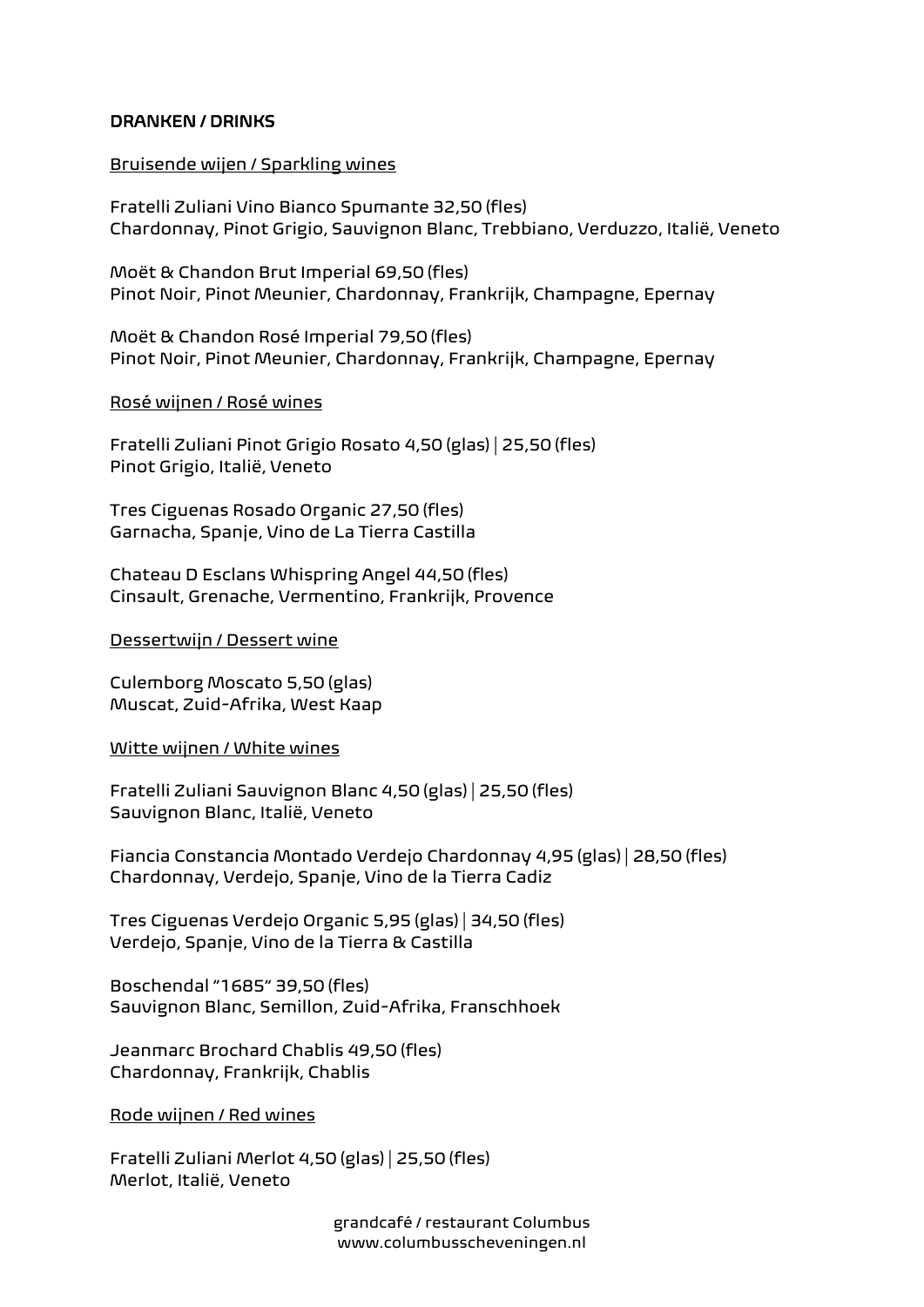**DRANKEN / DRINKS**

Bruisende wijen / Sparkling wines

Fratelli Zuliani Vino Bianco Spumante 32,50 (fles)
Chardonnay, Pinot Grigio, Sauvignon Blanc, Trebbiano, Verduzzo, Italië, Veneto

Moët & Chandon Brut Imperial 69,50 (fles)
Pinot Noir, Pinot Meunier, Chardonnay, Frankrijk, Champagne, Epernay

Moët & Chandon Rosé Imperial 79,50 (fles)
Pinot Noir, Pinot Meunier, Chardonnay, Frankrijk, Champagne, Epernay

Rosé wijnen / Rosé wines

Fratelli Zuliani Pinot Grigio Rosato 4,50 (glas) | 25,50 (fles)
Pinot Grigio, Italië, Veneto

Tres Ciguenas Rosado Organic 27,50 (fles)
Garnacha, Spanje, Vino de La Tierra Castilla

Chateau D Esclans Whispring Angel 44,50 (fles)
Cinsault, Grenache, Vermentino, Frankrijk, Provence

Dessertwijn / Dessert wine

Culemborg Moscato 5,50 (glas)
Muscat, Zuid-Afrika, West Kaap

Witte wijnen / White wines

Fratelli Zuliani Sauvignon Blanc 4,50 (glas) | 25,50 (fles)
Sauvignon Blanc, Italië, Veneto

Fiancia Constancia Montado Verdejo Chardonnay 4,95 (glas) | 28,50 (fles)
Chardonnay, Verdejo, Spanje, Vino de la Tierra Cadiz

Tres Ciguenas Verdejo Organic 5,95 (glas) | 34,50 (fles)
Verdejo, Spanje, Vino de la Tierra & Castilla

Boschendal "1685" 39,50 (fles)
Sauvignon Blanc, Semillon, Zuid-Afrika, Franschhoek

Jeanmarc Brochard Chablis 49,50 (fles)
Chardonnay, Frankrijk, Chablis

Rode wijnen / Red wines

Fratelli Zuliani Merlot 4,50 (glas) | 25,50 (fles)
Merlot, Italië, Veneto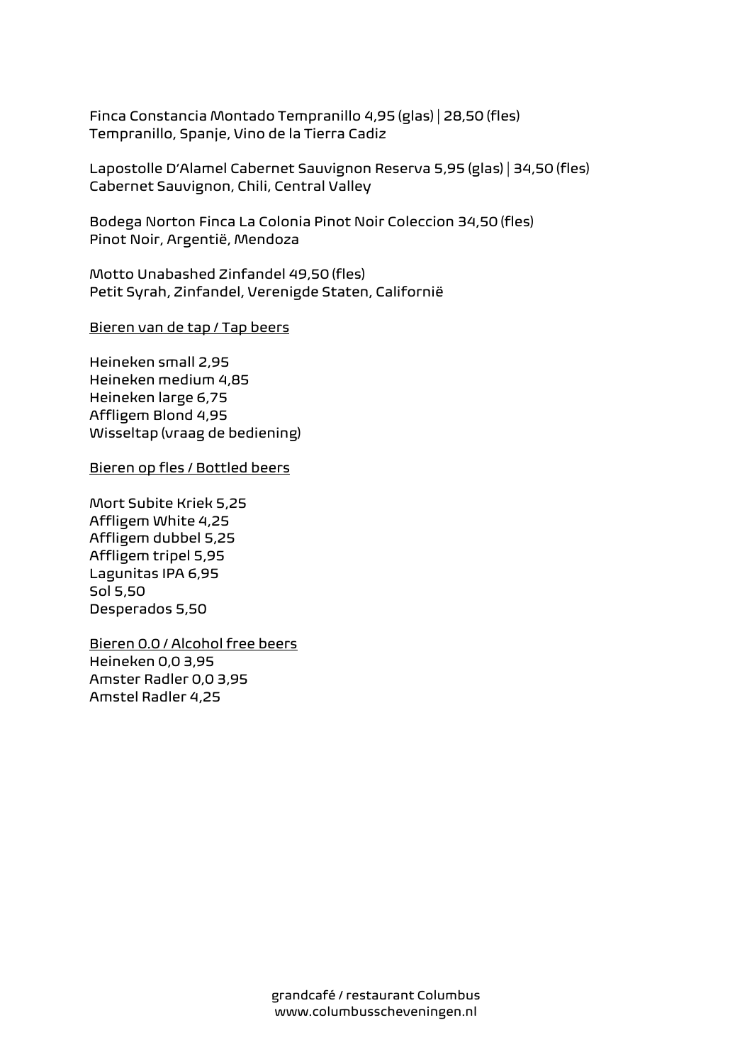Finca Constancia Montado Tempranillo 4,95 (glas) | 28,50 (fles)  
Tempranillo, Spanje, Vino de la Tierra Cadiz

Lapostolle D'Alamel Cabernet Sauvignon Reserva 5,95 (glas) | 34,50 (fles)  
Cabernet Sauvignon, Chili, Central Valley

Bodega Norton Finca La Colonia Pinot Noir Coleccion 34,50 (fles)  
Pinot Noir, Argentië, Mendoza

Motto Unabashed Zinfandel 49,50 (fles)  
Petit Syrah, Zinfandel, Verenigde Staten, Californië

<u>Bieren van de tap / Tap beers</u>

Heineken small 2,95  
Heineken medium 4,85  
Heineken large 6,75  
Affligem Blond 4,95  
Wisseltap (vraag de bediening)

<u>Bieren op fles / Bottled beers</u>

Mort Subite Kriek 5,25  
Affligem White 4,25  
Affligem dubbel 5,25  
Affligem tripel 5,95  
Lagunitas IPA 6,95  
Sol 5,50  
Desperados 5,50

<u>Bieren 0.0 / Alcohol free beers</u>  
Heineken 0,0 3,95  
Amster Radler 0,0 3,95  
Amstel Radler 4,25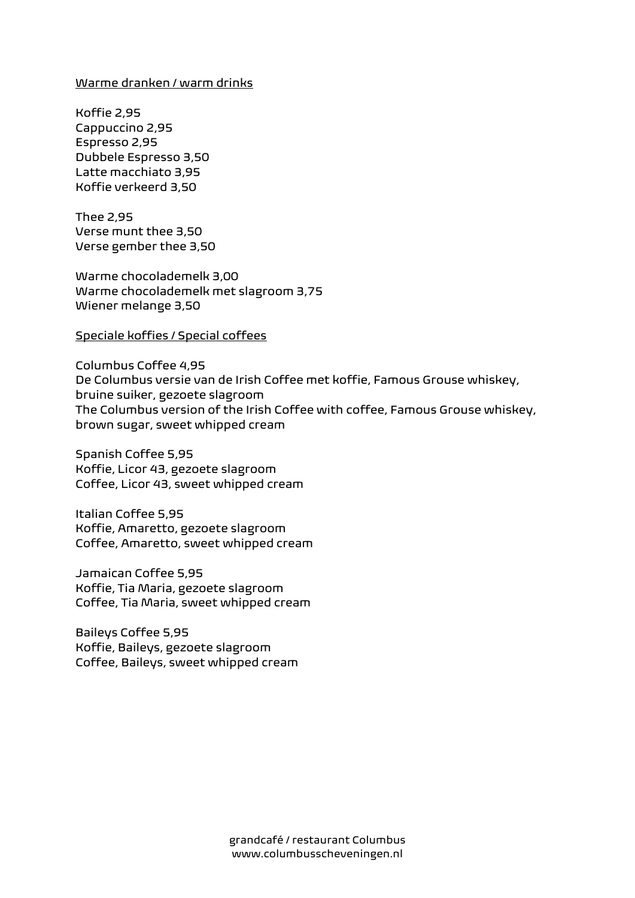## Warme dranken / warm drinks

Koffie 2,95
Cappuccino 2,95
Espresso 2,95
Dubbele Espresso 3,50
Latte macchiato 3,95
Koffie verkeerd 3,50

Thee 2,95
Verse munt thee 3,50
Verse gember thee 3,50

Warme chocolademelk 3,00
Warme chocolademelk met slagroom 3,75
Wiener melange 3,50

## Speciale koffies / Special coffees

Columbus Coffee 4,95
De Columbus versie van de Irish Coffee met koffie, Famous Grouse whiskey, bruine suiker, gezoete slagroom
The Columbus version of the Irish Coffee with coffee, Famous Grouse whiskey, brown sugar, sweet whipped cream

Spanish Coffee 5,95
Koffie, Licor 43, gezoete slagroom
Coffee, Licor 43, sweet whipped cream

Italian Coffee 5,95
Koffie, Amaretto, gezoete slagroom
Coffee, Amaretto, sweet whipped cream

Jamaican Coffee 5,95
Koffie, Tia Maria, gezoete slagroom
Coffee, Tia Maria, sweet whipped cream

Baileys Coffee 5,95
Koffie, Baileys, gezoete slagroom
Coffee, Baileys, sweet whipped cream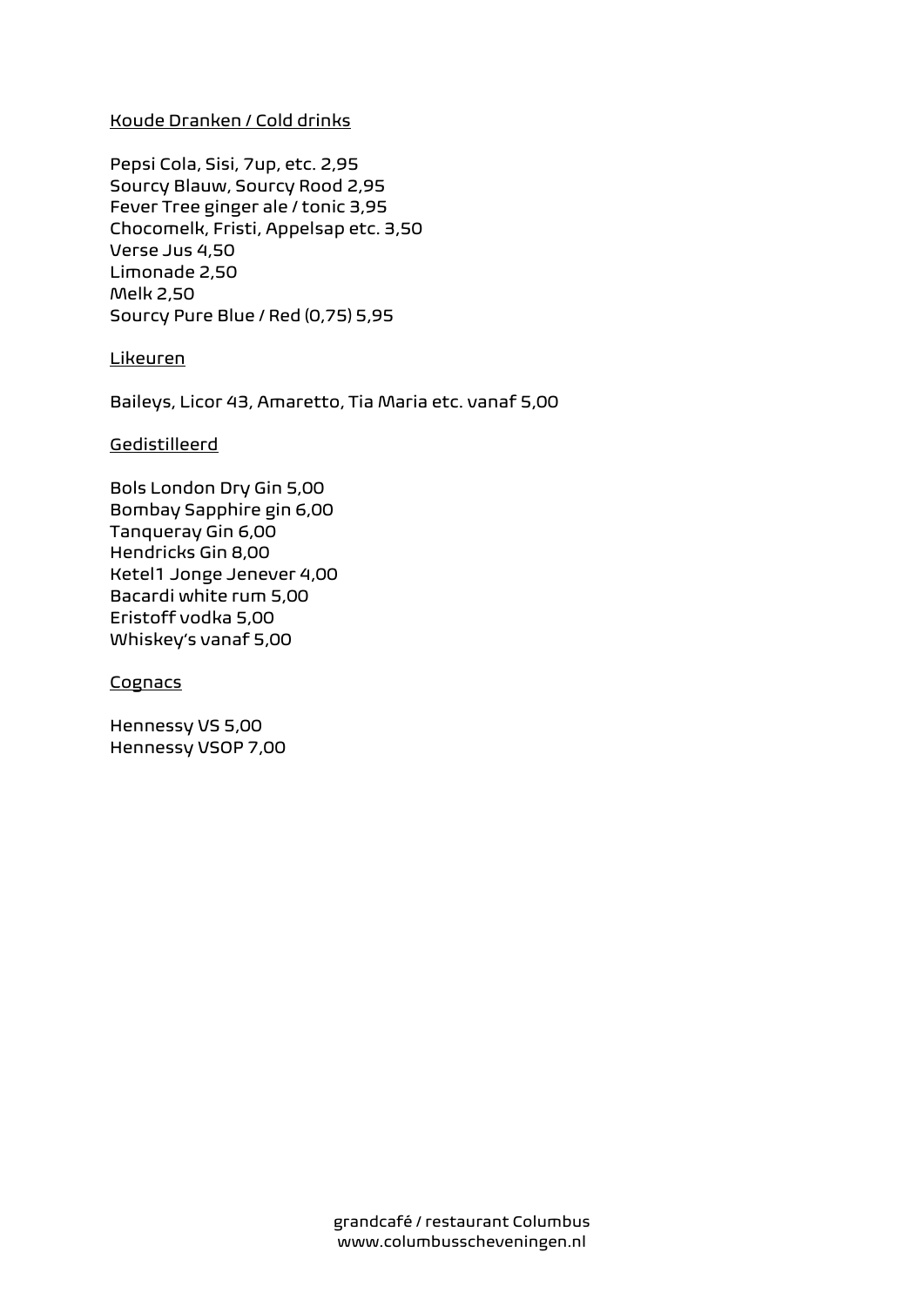## Koude Dranken / Cold drinks

Pepsi Cola, Sisi, 7up, etc. 2,95
Sourcy Blauw, Sourcy Rood 2,95
Fever Tree ginger ale / tonic 3,95
Chocomelk, Fristi, Appelsap etc. 3,50
Verse Jus 4,50
Limonade 2,50
Melk 2,50
Sourcy Pure Blue / Red (0,75) 5,95

## Likeuren

Baileys, Licor 43, Amaretto, Tia Maria etc. vanaf 5,00

## Gedistilleerd

Bols London Dry Gin 5,00
Bombay Sapphire gin 6,00
Tanqueray Gin 6,00
Hendricks Gin 8,00
Ketel1 Jonge Jenever 4,00
Bacardi white rum 5,00
Eristoff vodka 5,00
Whiskey's vanaf 5,00

## Cognacs

Hennessy VS 5,00
Hennessy VSOP 7,00

grandcafé / restaurant Columbus
www.columbusscheveningen.nl